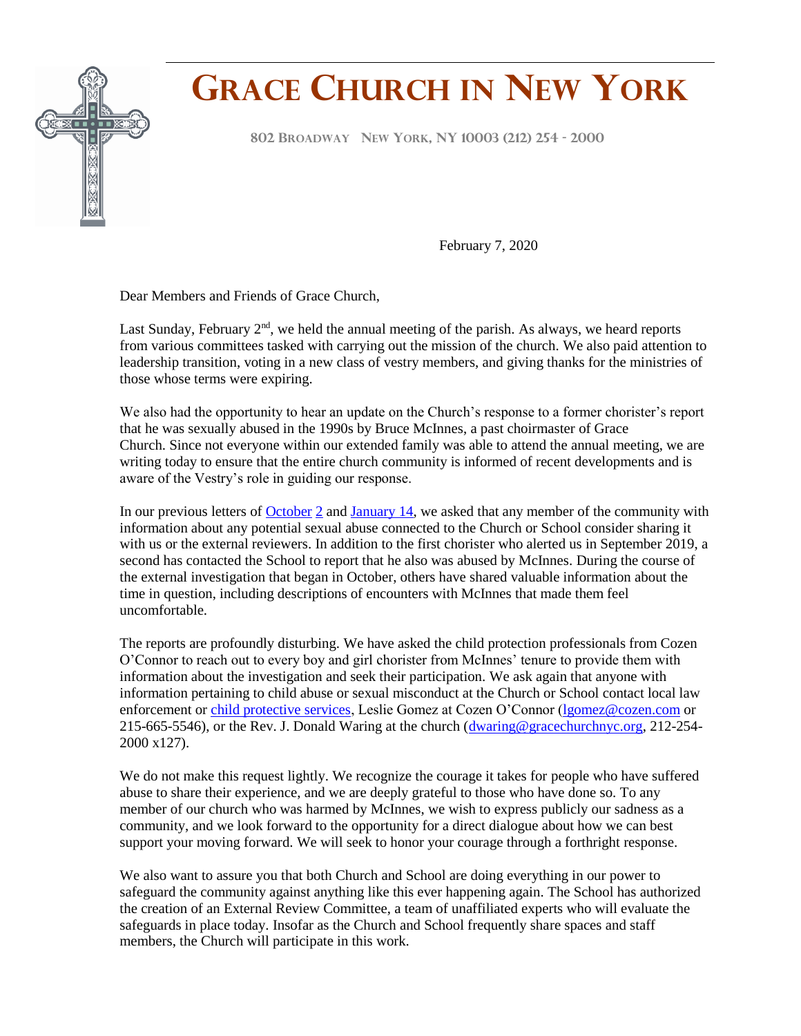# Grace Church in New York

802 Broadway New York, NY 10003 (212) 254 - 2000

February 7, 2020

Dear Members and Friends of Grace Church,

Last Sunday, February 2nd, we held the annual meeting of the parish. As always, we heard reports from various committees tasked with carrying out the mission of the church. We also paid attention to leadership transition, voting in a new class of vestry members, and giving thanks for the ministries of those whose terms were expiring.

We also had the opportunity to hear an update on the Church's response to a former chorister's report that he was sexually abused in the 1990s by Bruce McInnes, a past choirmaster of Grace Church. Since not everyone within our extended family was able to attend the annual meeting, we are writing today to ensure that the entire church community is informed of recent developments and is aware of the Vestry's role in guiding our response.

In our previous letters of [October](#) [2](#) and [January 14](#), we asked that any member of the community with information about any potential sexual abuse connected to the Church or School consider sharing it with us or the external reviewers. In addition to the first chorister who alerted us in September 2019, a second has contacted the School to report that he also was abused by McInnes. During the course of the external investigation that began in October, others have shared valuable information about the time in question, including descriptions of encounters with McInnes that made them feel uncomfortable.

The reports are profoundly disturbing. We have asked the child protection professionals from Cozen O'Connor to reach out to every boy and girl chorister from McInnes' tenure to provide them with information about the investigation and seek their participation. We ask again that anyone with information pertaining to child abuse or sexual misconduct at the Church or School contact local law enforcement or [child protective services](#), Leslie Gomez at Cozen O'Connor ([lgomez@cozen.com](mailto:lgomez@cozen.com) or 215-665-5546), or the Rev. J. Donald Waring at the church ([dwaring@gracechurchnyc.org](mailto:dwaring@gracechurchnyc.org), 212-254-2000 x127).

We do not make this request lightly. We recognize the courage it takes for people who have suffered abuse to share their experience, and we are deeply grateful to those who have done so. To any member of our church who was harmed by McInnes, we wish to express publicly our sadness as a community, and we look forward to the opportunity for a direct dialogue about how we can best support your moving forward. We will seek to honor your courage through a forthright response.

We also want to assure you that both Church and School are doing everything in our power to safeguard the community against anything like this ever happening again. The School has authorized the creation of an External Review Committee, a team of unaffiliated experts who will evaluate the safeguards in place today. Insofar as the Church and School frequently share spaces and staff members, the Church will participate in this work.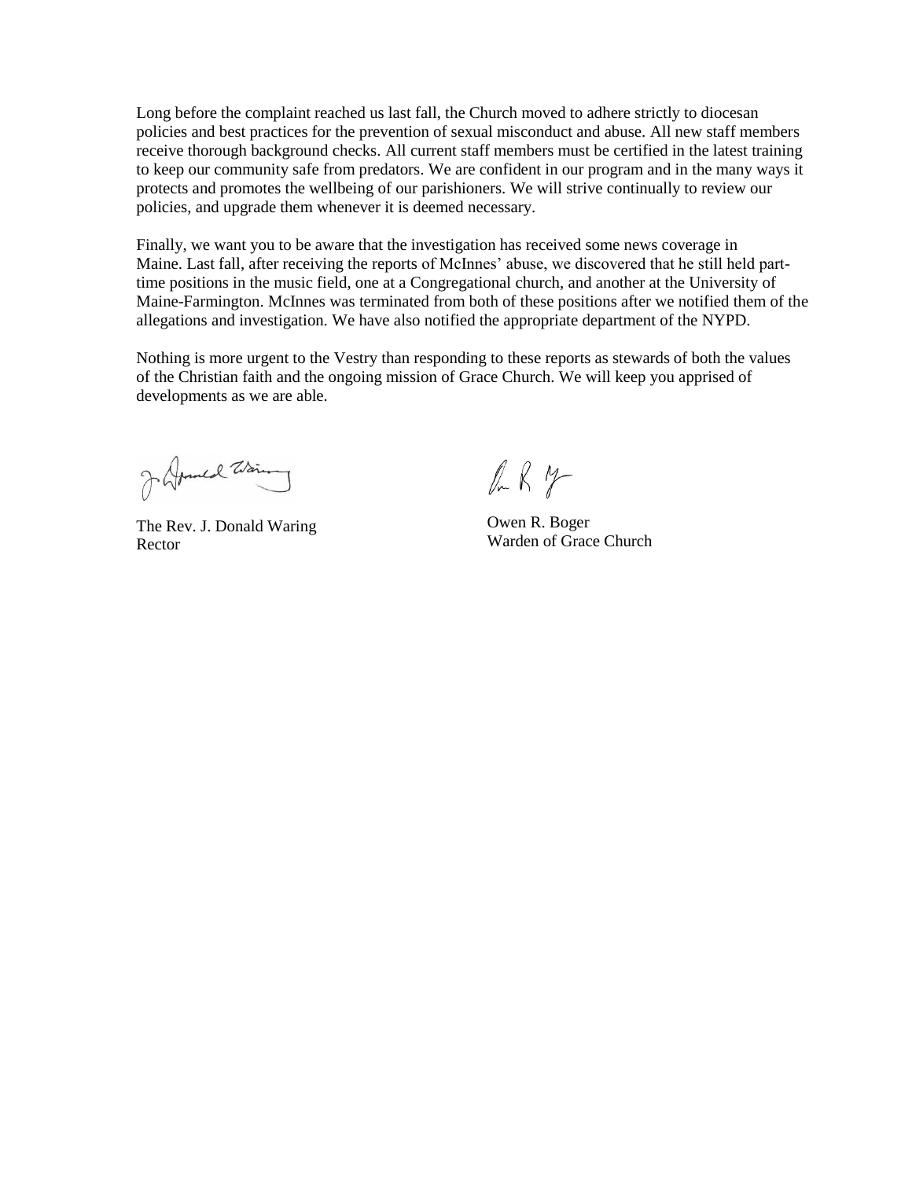Long before the complaint reached us last fall, the Church moved to adhere strictly to diocesan policies and best practices for the prevention of sexual misconduct and abuse. All new staff members receive thorough background checks. All current staff members must be certified in the latest training to keep our community safe from predators. We are confident in our program and in the many ways it protects and promotes the wellbeing of our parishioners. We will strive continually to review our policies, and upgrade them whenever it is deemed necessary.

Finally, we want you to be aware that the investigation has received some news coverage in Maine. Last fall, after receiving the reports of McInnes' abuse, we discovered that he still held part-time positions in the music field, one at a Congregational church, and another at the University of Maine-Farmington. McInnes was terminated from both of these positions after we notified them of the allegations and investigation. We have also notified the appropriate department of the NYPD.

Nothing is more urgent to the Vestry than responding to these reports as stewards of both the values of the Christian faith and the ongoing mission of Grace Church. We will keep you apprised of developments as we are able.

The Rev. J. Donald Waring
Rector

Owen R. Boger
Warden of Grace Church